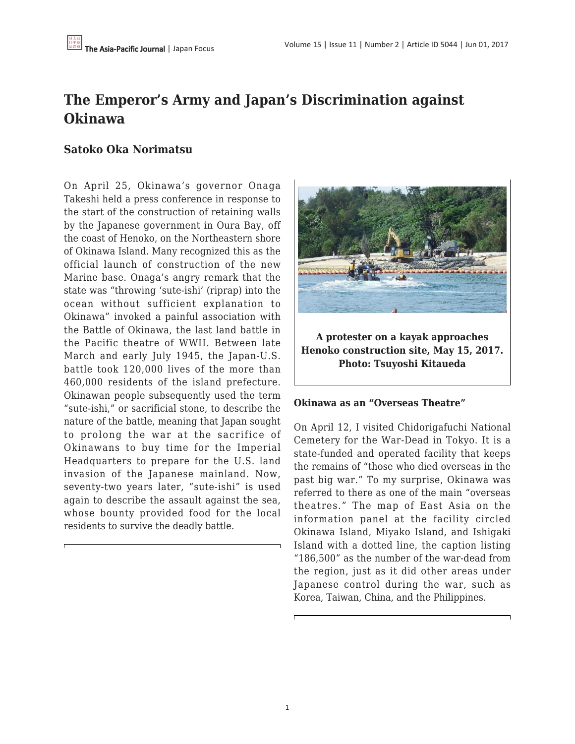# The Emperor's Army and Japan's Discrimination against Okinawa

## Satoko Oka Norimatsu

On April 25, Okinawa's governor Onaga Takeshi held a press conference in response to the start of the construction of retaining walls by the Japanese government in Oura Bay, off the coast of Henoko, on the Northeastern shore of Okinawa Island. Many recognized this as the official launch of construction of the new Marine base. Onaga's angry remark that the state was "throwing 'sute-ishi' (riprap) into the ocean without sufficient explanation to Okinawa" invoked a painful association with the Battle of Okinawa, the last land battle in the Pacific theatre of WWII. Between late March and early July 1945, the Japan-U.S. battle took 120,000 lives of the more than 460,000 residents of the island prefecture. Okinawan people subsequently used the term "sute-ishi," or sacrificial stone, to describe the nature of the battle, meaning that Japan sought to prolong the war at the sacrifice of Okinawans to buy time for the Imperial Headquarters to prepare for the U.S. land invasion of the Japanese mainland. Now, seventy-two years later, "sute-ishi" is used again to describe the assault against the sea, whose bounty provided food for the local residents to survive the deadly battle.

**A protester on a kayak approaches Henoko construction site, May 15, 2017. Photo: Tsuyoshi Kitaueda**

### Okinawa as an "Overseas Theatre"

On April 12, I visited Chidorigafuchi National Cemetery for the War-Dead in Tokyo. It is a state-funded and operated facility that keeps the remains of "those who died overseas in the past big war." To my surprise, Okinawa was referred to there as one of the main "overseas theatres." The map of East Asia on the information panel at the facility circled Okinawa Island, Miyako Island, and Ishigaki Island with a dotted line, the caption listing "186,500" as the number of the war-dead from the region, just as it did other areas under Japanese control during the war, such as Korea, Taiwan, China, and the Philippines.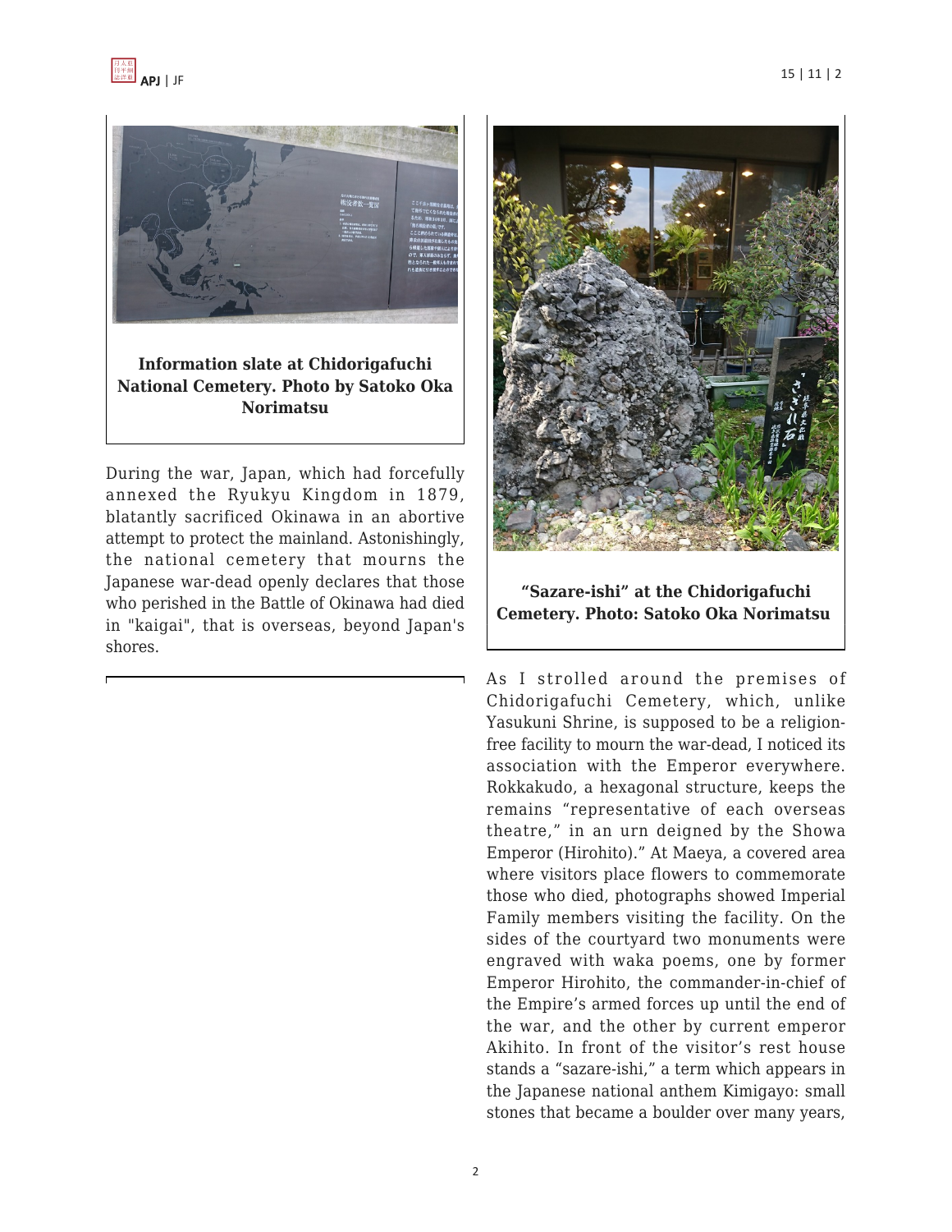Information slate at Chidorigafuchi National Cemetery. Photo by Satoko Oka Norimatsu

During the war, Japan, which had forcefully annexed the Ryukyu Kingdom in 1879, blatantly sacrificed Okinawa in an abortive attempt to protect the mainland. Astonishingly, the national cemetery that mourns the Japanese war-dead openly declares that those who perished in the Battle of Okinawa had died in "kaigai", that is overseas, beyond Japan's shores.

"Sazare-ishi" at the Chidorigafuchi Cemetery. Photo: Satoko Oka Norimatsu

As I strolled around the premises of Chidorigafuchi Cemetery, which, unlike Yasukuni Shrine, is supposed to be a religion-free facility to mourn the war-dead, I noticed its association with the Emperor everywhere. Rokkakudo, a hexagonal structure, keeps the remains "representative of each overseas theatre," in an urn deigned by the Showa Emperor (Hirohito)." At Maeya, a covered area where visitors place flowers to commemorate those who died, photographs showed Imperial Family members visiting the facility. On the sides of the courtyard two monuments were engraved with waka poems, one by former Emperor Hirohito, the commander-in-chief of the Empire's armed forces up until the end of the war, and the other by current emperor Akihito. In front of the visitor's rest house stands a "sazare-ishi," a term which appears in the Japanese national anthem Kimigayo: small stones that became a boulder over many years,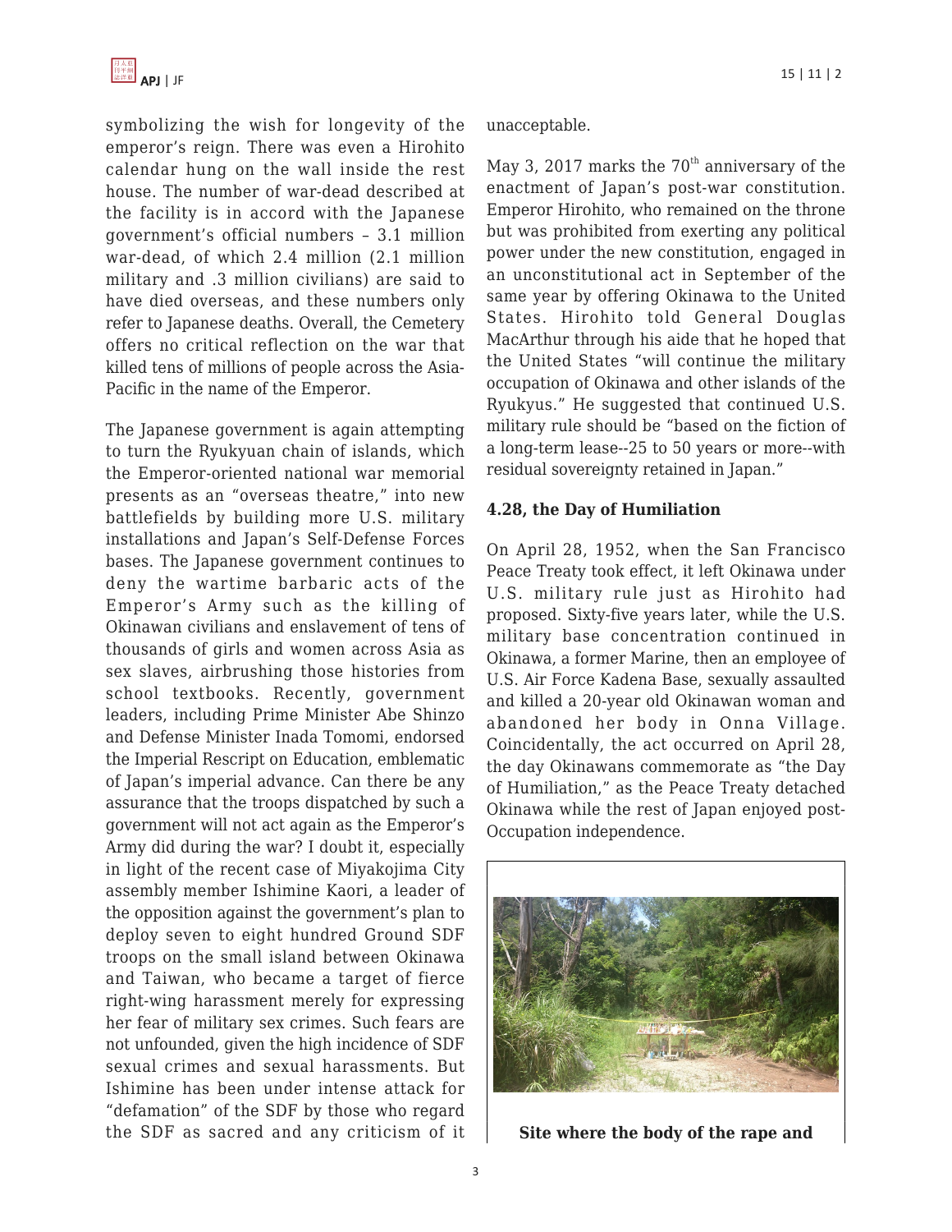symbolizing the wish for longevity of the emperor's reign. There was even a Hirohito calendar hung on the wall inside the rest house. The number of war-dead described at the facility is in accord with the Japanese government's official numbers – 3.1 million war-dead, of which 2.4 million (2.1 million military and .3 million civilians) are said to have died overseas, and these numbers only refer to Japanese deaths. Overall, the Cemetery offers no critical reflection on the war that killed tens of millions of people across the Asia-Pacific in the name of the Emperor.

The Japanese government is again attempting to turn the Ryukyuan chain of islands, which the Emperor-oriented national war memorial presents as an "overseas theatre," into new battlefields by building more U.S. military installations and Japan's Self-Defense Forces bases. The Japanese government continues to deny the wartime barbaric acts of the Emperor's Army such as the killing of Okinawan civilians and enslavement of tens of thousands of girls and women across Asia as sex slaves, airbrushing those histories from school textbooks. Recently, government leaders, including Prime Minister Abe Shinzo and Defense Minister Inada Tomomi, endorsed the Imperial Rescript on Education, emblematic of Japan's imperial advance. Can there be any assurance that the troops dispatched by such a government will not act again as the Emperor's Army did during the war? I doubt it, especially in light of the recent case of Miyakojima City assembly member Ishimine Kaori, a leader of the opposition against the government's plan to deploy seven to eight hundred Ground SDF troops on the small island between Okinawa and Taiwan, who became a target of fierce right-wing harassment merely for expressing her fear of military sex crimes. Such fears are not unfounded, given the high incidence of SDF sexual crimes and sexual harassments. But Ishimine has been under intense attack for "defamation" of the SDF by those who regard the SDF as sacred and any criticism of it unacceptable.

May 3, 2017 marks the 70th anniversary of the enactment of Japan's post-war constitution. Emperor Hirohito, who remained on the throne but was prohibited from exerting any political power under the new constitution, engaged in an unconstitutional act in September of the same year by offering Okinawa to the United States. Hirohito told General Douglas MacArthur through his aide that he hoped that the United States "will continue the military occupation of Okinawa and other islands of the Ryukyus." He suggested that continued U.S. military rule should be "based on the fiction of a long-term lease--25 to 50 years or more--with residual sovereignty retained in Japan."

**4.28, the Day of Humiliation**

On April 28, 1952, when the San Francisco Peace Treaty took effect, it left Okinawa under U.S. military rule just as Hirohito had proposed. Sixty-five years later, while the U.S. military base concentration continued in Okinawa, a former Marine, then an employee of U.S. Air Force Kadena Base, sexually assaulted and killed a 20-year old Okinawan woman and abandoned her body in Onna Village. Coincidentally, the act occurred on April 28, the day Okinawans commemorate as "the Day of Humiliation," as the Peace Treaty detached Okinawa while the rest of Japan enjoyed post-Occupation independence.

**Site where the body of the rape and**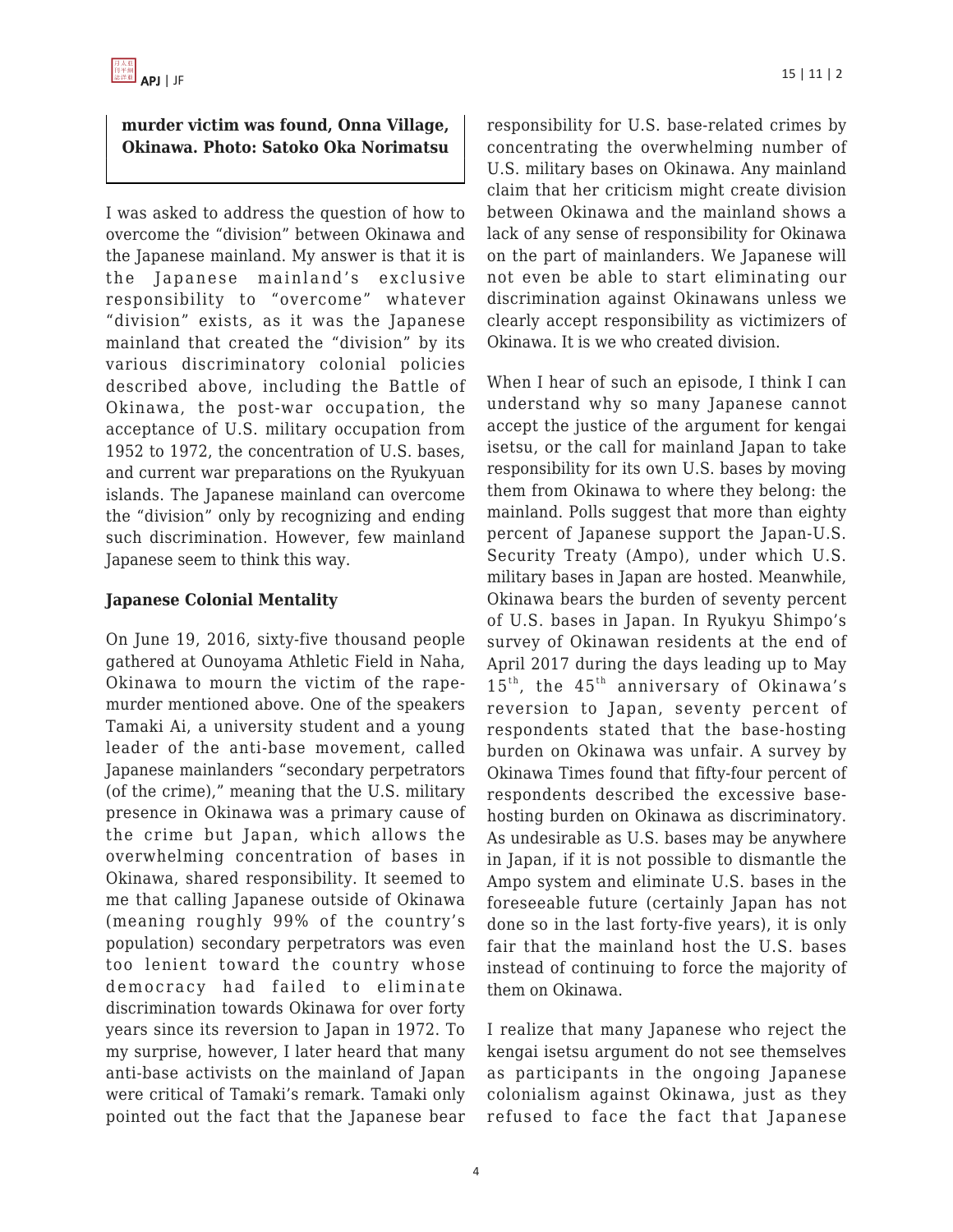**murder victim was found, Onna Village, Okinawa. Photo: Satoko Oka Norimatsu**

I was asked to address the question of how to overcome the "division" between Okinawa and the Japanese mainland. My answer is that it is the Japanese mainland's exclusive responsibility to "overcome" whatever "division" exists, as it was the Japanese mainland that created the "division" by its various discriminatory colonial policies described above, including the Battle of Okinawa, the post-war occupation, the acceptance of U.S. military occupation from 1952 to 1972, the concentration of U.S. bases, and current war preparations on the Ryukyuan islands. The Japanese mainland can overcome the "division" only by recognizing and ending such discrimination. However, few mainland Japanese seem to think this way.

**Japanese Colonial Mentality**

On June 19, 2016, sixty-five thousand people gathered at Ounoyama Athletic Field in Naha, Okinawa to mourn the victim of the rape-murder mentioned above. One of the speakers Tamaki Ai, a university student and a young leader of the anti-base movement, called Japanese mainlanders "secondary perpetrators (of the crime)," meaning that the U.S. military presence in Okinawa was a primary cause of the crime but Japan, which allows the overwhelming concentration of bases in Okinawa, shared responsibility. It seemed to me that calling Japanese outside of Okinawa (meaning roughly 99% of the country's population) secondary perpetrators was even too lenient toward the country whose democracy had failed to eliminate discrimination towards Okinawa for over forty years since its reversion to Japan in 1972. To my surprise, however, I later heard that many anti-base activists on the mainland of Japan were critical of Tamaki's remark. Tamaki only pointed out the fact that the Japanese bear responsibility for U.S. base-related crimes by concentrating the overwhelming number of U.S. military bases on Okinawa. Any mainland claim that her criticism might create division between Okinawa and the mainland shows a lack of any sense of responsibility for Okinawa on the part of mainlanders. We Japanese will not even be able to start eliminating our discrimination against Okinawans unless we clearly accept responsibility as victimizers of Okinawa. It is we who created division.

When I hear of such an episode, I think I can understand why so many Japanese cannot accept the justice of the argument for kengai isetsu, or the call for mainland Japan to take responsibility for its own U.S. bases by moving them from Okinawa to where they belong: the mainland. Polls suggest that more than eighty percent of Japanese support the Japan-U.S. Security Treaty (Ampo), under which U.S. military bases in Japan are hosted. Meanwhile, Okinawa bears the burden of seventy percent of U.S. bases in Japan. In Ryukyu Shimpo's survey of Okinawan residents at the end of April 2017 during the days leading up to May 15th, the 45th anniversary of Okinawa's reversion to Japan, seventy percent of respondents stated that the base-hosting burden on Okinawa was unfair. A survey by Okinawa Times found that fifty-four percent of respondents described the excessive base-hosting burden on Okinawa as discriminatory. As undesirable as U.S. bases may be anywhere in Japan, if it is not possible to dismantle the Ampo system and eliminate U.S. bases in the foreseeable future (certainly Japan has not done so in the last forty-five years), it is only fair that the mainland host the U.S. bases instead of continuing to force the majority of them on Okinawa.

I realize that many Japanese who reject the kengai isetsu argument do not see themselves as participants in the ongoing Japanese colonialism against Okinawa, just as they refused to face the fact that Japanese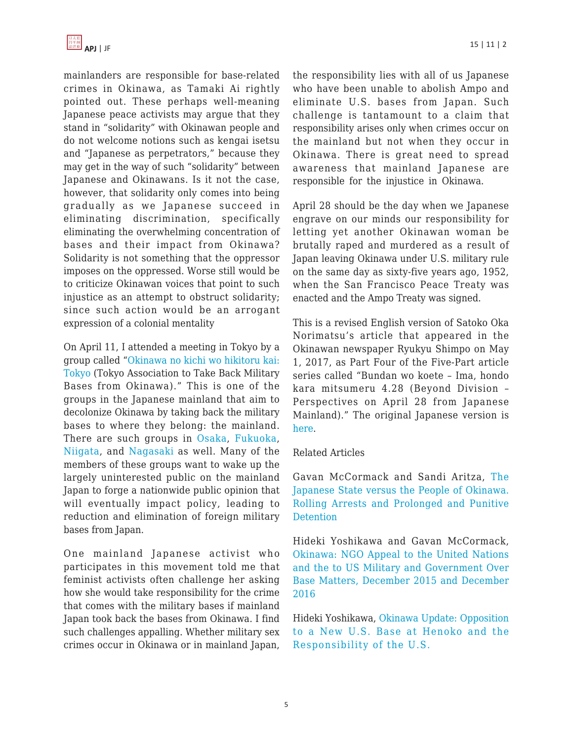mainlanders are responsible for base-related crimes in Okinawa, as Tamaki Ai rightly pointed out. These perhaps well-meaning Japanese peace activists may argue that they stand in "solidarity" with Okinawan people and do not welcome notions such as kengai isetsu and "Japanese as perpetrators," because they may get in the way of such "solidarity" between Japanese and Okinawans. Is it not the case, however, that solidarity only comes into being gradually as we Japanese succeed in eliminating discrimination, specifically eliminating the overwhelming concentration of bases and their impact from Okinawa? Solidarity is not something that the oppressor imposes on the oppressed. Worse still would be to criticize Okinawan voices that point to such injustice as an attempt to obstruct solidarity; since such action would be an arrogant expression of a colonial mentality

On April 11, I attended a meeting in Tokyo by a group called "Okinawa no kichi wo hikitoru kai: Tokyo (Tokyo Association to Take Back Military Bases from Okinawa)." This is one of the groups in the Japanese mainland that aim to decolonize Okinawa by taking back the military bases to where they belong: the mainland. There are such groups in Osaka, Fukuoka, Niigata, and Nagasaki as well. Many of the members of these groups want to wake up the largely uninterested public on the mainland Japan to forge a nationwide public opinion that will eventually impact policy, leading to reduction and elimination of foreign military bases from Japan.

One mainland Japanese activist who participates in this movement told me that feminist activists often challenge her asking how she would take responsibility for the crime that comes with the military bases if mainland Japan took back the bases from Okinawa. I find such challenges appalling. Whether military sex crimes occur in Okinawa or in mainland Japan, the responsibility lies with all of us Japanese who have been unable to abolish Ampo and eliminate U.S. bases from Japan. Such challenge is tantamount to a claim that responsibility arises only when crimes occur on the mainland but not when they occur in Okinawa. There is great need to spread awareness that mainland Japanese are responsible for the injustice in Okinawa.

April 28 should be the day when we Japanese engrave on our minds our responsibility for letting yet another Okinawan woman be brutally raped and murdered as a result of Japan leaving Okinawa under U.S. military rule on the same day as sixty-five years ago, 1952, when the San Francisco Peace Treaty was enacted and the Ampo Treaty was signed.

This is a revised English version of Satoko Oka Norimatsu's article that appeared in the Okinawan newspaper Ryukyu Shimpo on May 1, 2017, as Part Four of the Five-Part article series called "Bundan wo koete – Ima, hondo kara mitsumeru 4.28 (Beyond Division – Perspectives on April 28 from Japanese Mainland)." The original Japanese version is here.

Related Articles

Gavan McCormack and Sandi Aritza, The Japanese State versus the People of Okinawa. Rolling Arrests and Prolonged and Punitive Detention

Hideki Yoshikawa and Gavan McCormack, Okinawa: NGO Appeal to the United Nations and the to US Military and Government Over Base Matters, December 2015 and December 2016

Hideki Yoshikawa, Okinawa Update: Opposition to a New U.S. Base at Henoko and the Responsibility of the U.S.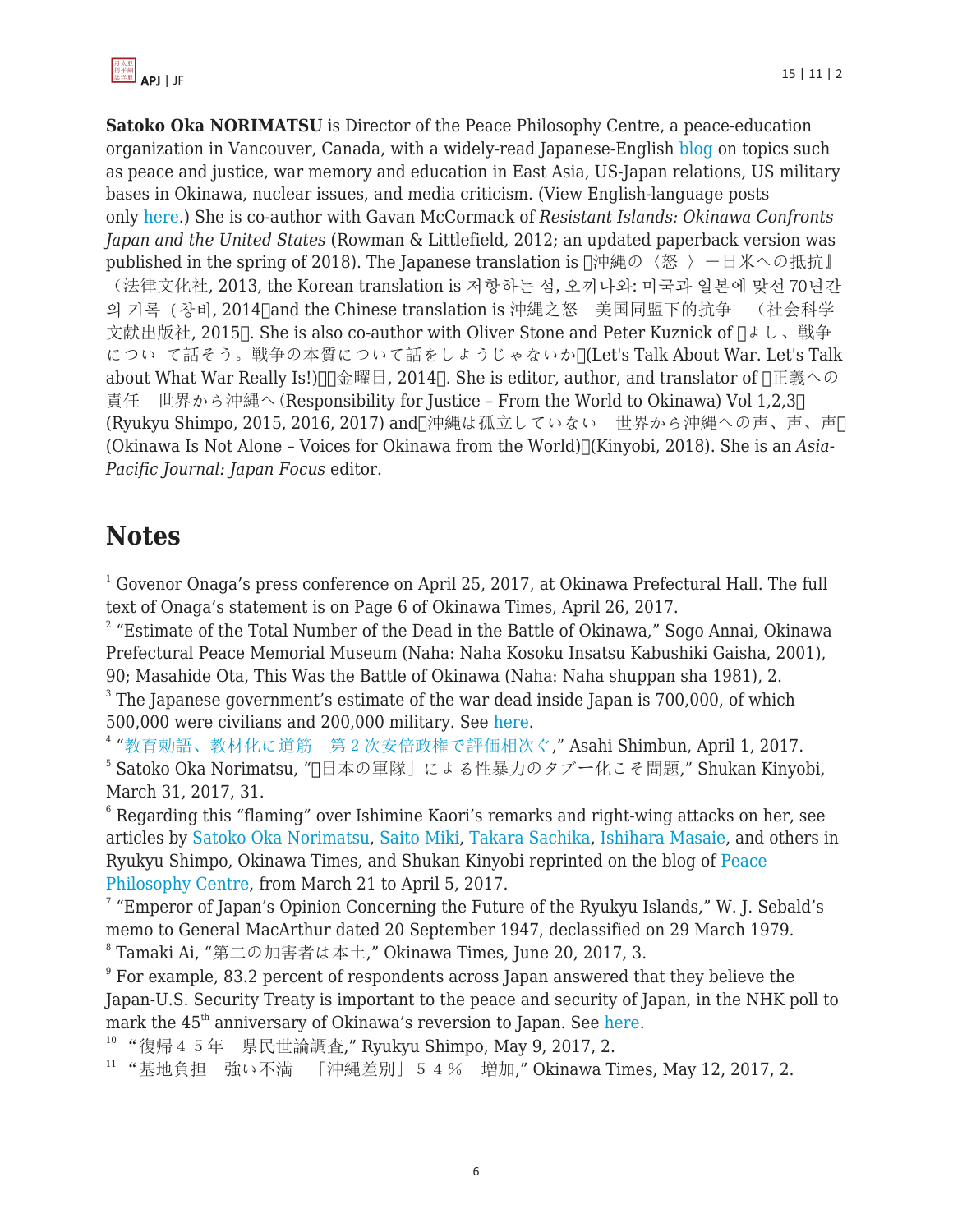**Satoko Oka NORIMATSU** is Director of the Peace Philosophy Centre, a peace-education organization in Vancouver, Canada, with a widely-read Japanese-English blog on topics such as peace and justice, war memory and education in East Asia, US-Japan relations, US military bases in Okinawa, nuclear issues, and media criticism. (View English-language posts only here.) She is co-author with Gavan McCormack of *Resistant Islands: Okinawa Confronts Japan and the United States* (Rowman & Littlefield, 2012; an updated paperback version was published in the spring of 2018). The Japanese translation is 『沖縄の〈怒 〉ー日米への抵抗』（法律文化社, 2013, the Korean translation is 저항하는 섬, 오끼나와: 미국과 일본에 맞선 70년간의 기록（창비, 2014）and the Chinese translation is 沖縄之怒　美国同盟下的抗争　（社会科学文献出版社, 2015）. She is also co-author with Oliver Stone and Peter Kuznick of 『よし、戦争につい て話そう。戦争の本質について話をしようじゃないか』(Let's Talk About War. Let's Talk about What War Really Is!)（金曜日, 2014）. She is editor, author, and translator of 『正義への責任　世界から沖縄へ (Responsibility for Justice – From the World to Okinawa) Vol 1,2,3』 (Ryukyu Shimpo, 2015, 2016, 2017) and『沖縄は孤立していない　世界から沖縄への声、声、声』 (Okinawa Is Not Alone – Voices for Okinawa from the World)』(Kinyobi, 2018). She is an *Asia-Pacific Journal: Japan Focus* editor.

## Notes

[1] Govenor Onaga's press conference on April 25, 2017, at Okinawa Prefectural Hall. The full text of Onaga's statement is on Page 6 of Okinawa Times, April 26, 2017.

[2] "Estimate of the Total Number of the Dead in the Battle of Okinawa," Sogo Annai, Okinawa Prefectural Peace Memorial Museum (Naha: Naha Kosoku Insatsu Kabushiki Gaisha, 2001), 90; Masahide Ota, This Was the Battle of Okinawa (Naha: Naha shuppan sha 1981), 2.

[3] The Japanese government's estimate of the war dead inside Japan is 700,000, of which 500,000 were civilians and 200,000 military. See here.

[4] "教育勅語、教材化に道筋　第２次安倍政権で評価相次ぐ," Asahi Shimbun, April 1, 2017.

[5] Satoko Oka Norimatsu, "「日本の軍隊」による性暴力のタブー化こそ問題," Shukan Kinyobi, March 31, 2017, 31.

[6] Regarding this "flaming" over Ishimine Kaori's remarks and right-wing attacks on her, see articles by Satoko Oka Norimatsu, Saito Miki, Takara Sachika, Ishihara Masaie, and others in Ryukyu Shimpo, Okinawa Times, and Shukan Kinyobi reprinted on the blog of Peace Philosophy Centre, from March 21 to April 5, 2017.

[7] "Emperor of Japan's Opinion Concerning the Future of the Ryukyu Islands," W. J. Sebald's memo to General MacArthur dated 20 September 1947, declassified on 29 March 1979.

[8] Tamaki Ai, "第二の加害者は本土," Okinawa Times, June 20, 2017, 3.

[9] For example, 83.2 percent of respondents across Japan answered that they believe the Japan-U.S. Security Treaty is important to the peace and security of Japan, in the NHK poll to mark the 45th anniversary of Okinawa's reversion to Japan. See here.

[10] "復帰４５年　県民世論調査," Ryukyu Shimpo, May 9, 2017, 2.

[11] "基地負担　強い不満　「沖縄差別」５４％　増加," Okinawa Times, May 12, 2017, 2.